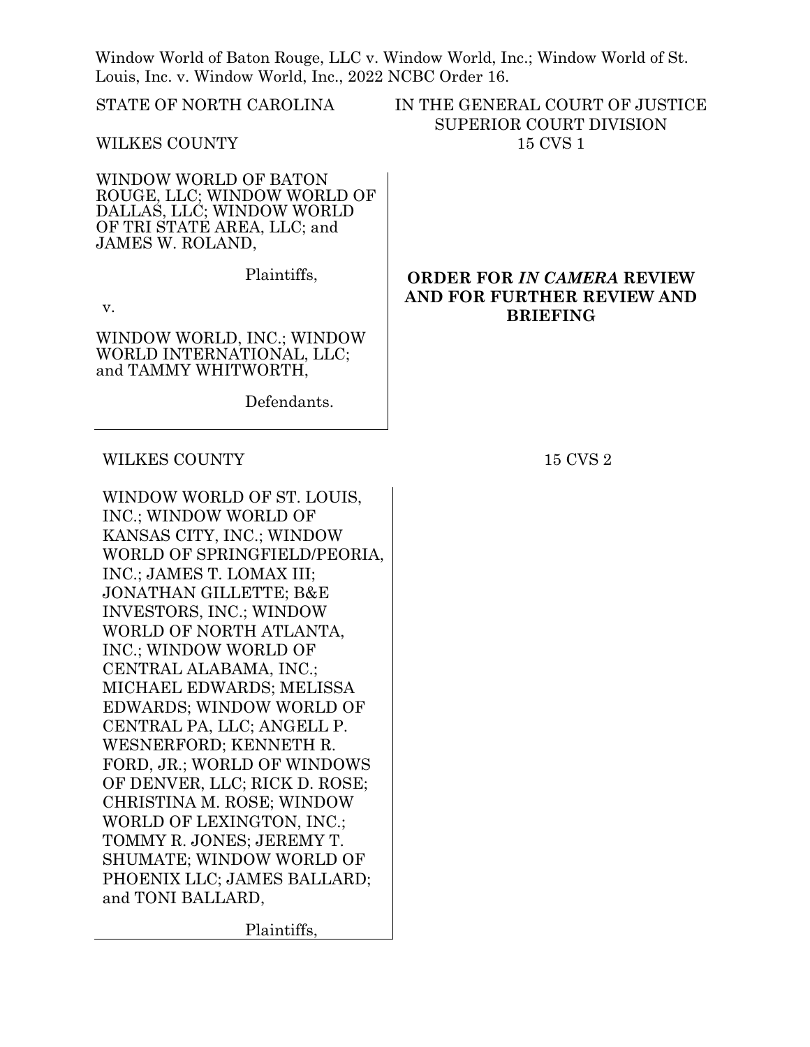Window World of Baton Rouge, LLC v. Window World, Inc.; Window World of St. Louis, Inc. v. Window World, Inc., 2022 NCBC Order 16.

STATE OF NORTH CAROLINA

WILKES COUNTY

IN THE GENERAL COURT OF JUSTICE
SUPERIOR COURT DIVISION
15 CVS 1

WINDOW WORLD OF BATON ROUGE, LLC; WINDOW WORLD OF DALLAS, LLC; WINDOW WORLD OF TRI STATE AREA, LLC; and JAMES W. ROLAND,

Plaintiffs,

v.

WINDOW WORLD, INC.; WINDOW WORLD INTERNATIONAL, LLC; and TAMMY WHITWORTH,

Defendants.

**ORDER FOR *IN CAMERA* REVIEW AND FOR FURTHER REVIEW AND BRIEFING**

WILKES COUNTY

15 CVS 2

WINDOW WORLD OF ST. LOUIS, INC.; WINDOW WORLD OF KANSAS CITY, INC.; WINDOW WORLD OF SPRINGFIELD/PEORIA, INC.; JAMES T. LOMAX III; JONATHAN GILLETTE; B&E INVESTORS, INC.; WINDOW WORLD OF NORTH ATLANTA, INC.; WINDOW WORLD OF CENTRAL ALABAMA, INC.; MICHAEL EDWARDS; MELISSA EDWARDS; WINDOW WORLD OF CENTRAL PA, LLC; ANGELL P. WESNERFORD; KENNETH R. FORD, JR.; WORLD OF WINDOWS OF DENVER, LLC; RICK D. ROSE; CHRISTINA M. ROSE; WINDOW WORLD OF LEXINGTON, INC.; TOMMY R. JONES; JEREMY T. SHUMATE; WINDOW WORLD OF PHOENIX LLC; JAMES BALLARD; and TONI BALLARD,

Plaintiffs,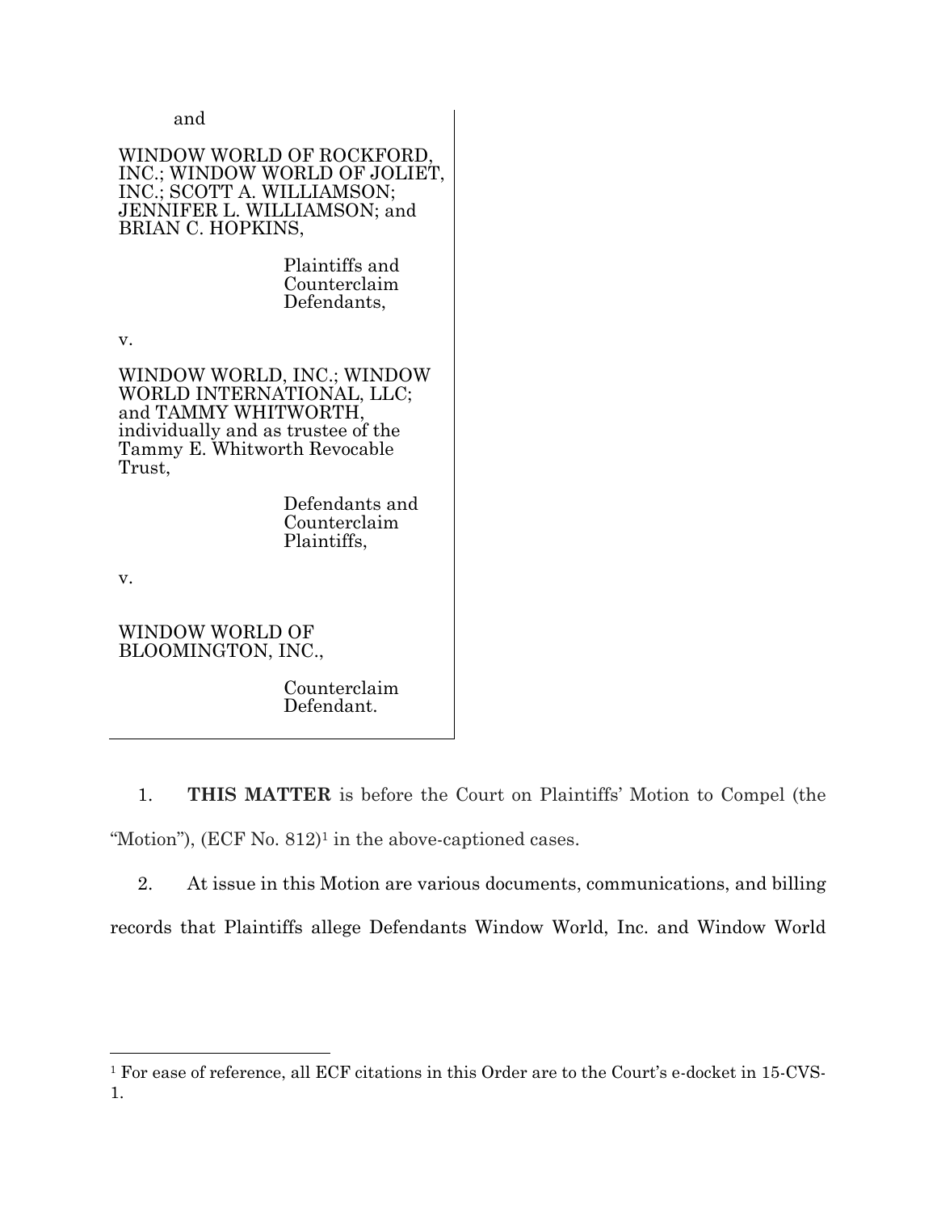and

WINDOW WORLD OF ROCKFORD, INC.; WINDOW WORLD OF JOLIET, INC.; SCOTT A. WILLIAMSON; JENNIFER L. WILLIAMSON; and BRIAN C. HOPKINS,

Plaintiffs and Counterclaim Defendants,

v.

WINDOW WORLD, INC.; WINDOW WORLD INTERNATIONAL, LLC; and TAMMY WHITWORTH, individually and as trustee of the Tammy E. Whitworth Revocable Trust,

Defendants and Counterclaim Plaintiffs,

v.

WINDOW WORLD OF BLOOMINGTON, INC.,

Counterclaim Defendant.

1. **THIS MATTER** is before the Court on Plaintiffs' Motion to Compel (the "Motion"), (ECF No. 812)[1] in the above-captioned cases.

2. At issue in this Motion are various documents, communications, and billing records that Plaintiffs allege Defendants Window World, Inc. and Window World

---

[1] For ease of reference, all ECF citations in this Order are to the Court's e-docket in 15-CVS-1.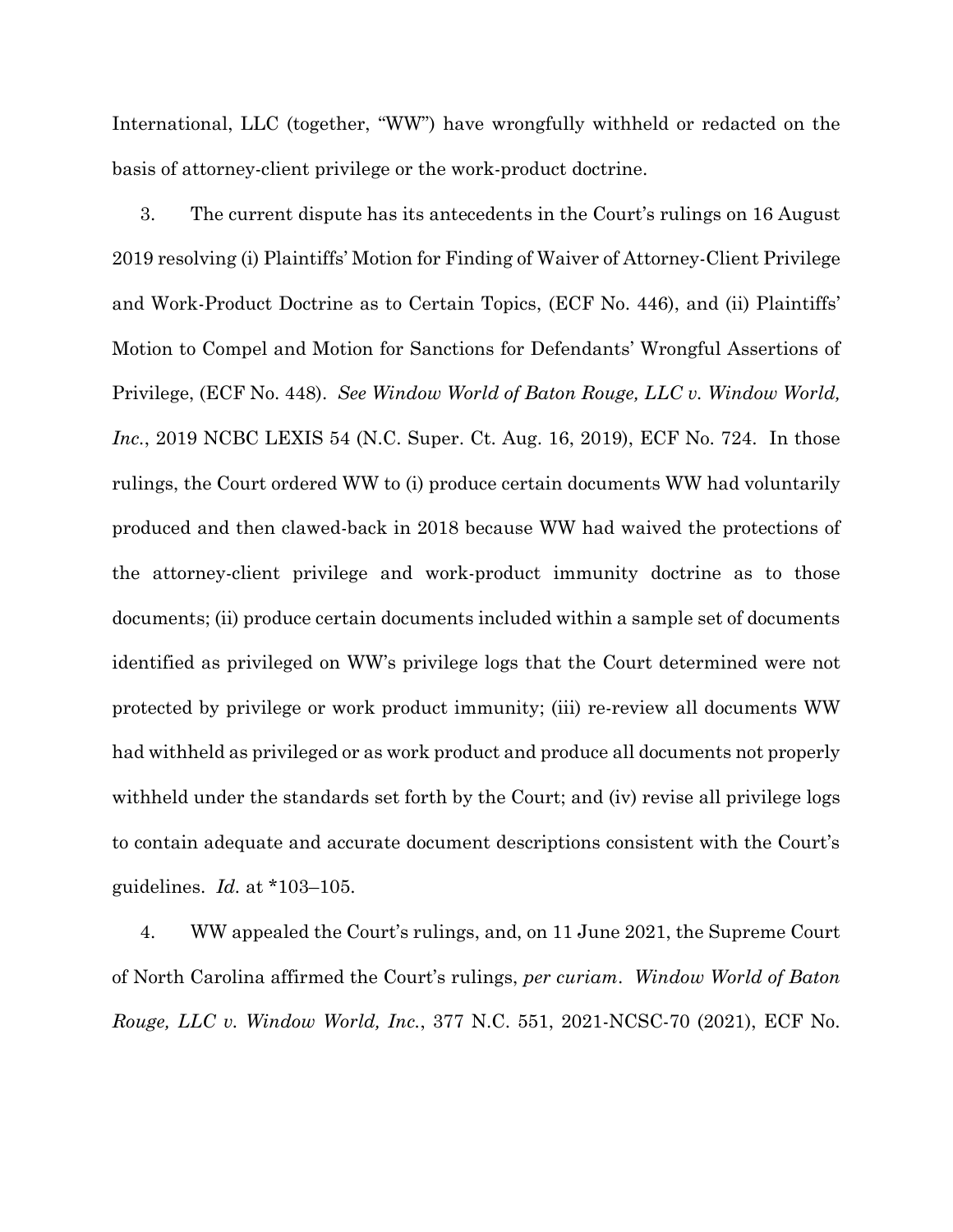International, LLC (together, "WW") have wrongfully withheld or redacted on the basis of attorney-client privilege or the work-product doctrine.

3. The current dispute has its antecedents in the Court's rulings on 16 August 2019 resolving (i) Plaintiffs' Motion for Finding of Waiver of Attorney-Client Privilege and Work-Product Doctrine as to Certain Topics, (ECF No. 446), and (ii) Plaintiffs' Motion to Compel and Motion for Sanctions for Defendants' Wrongful Assertions of Privilege, (ECF No. 448). *See Window World of Baton Rouge, LLC v. Window World, Inc.*, 2019 NCBC LEXIS 54 (N.C. Super. Ct. Aug. 16, 2019), ECF No. 724. In those rulings, the Court ordered WW to (i) produce certain documents WW had voluntarily produced and then clawed-back in 2018 because WW had waived the protections of the attorney-client privilege and work-product immunity doctrine as to those documents; (ii) produce certain documents included within a sample set of documents identified as privileged on WW's privilege logs that the Court determined were not protected by privilege or work product immunity; (iii) re-review all documents WW had withheld as privileged or as work product and produce all documents not properly withheld under the standards set forth by the Court; and (iv) revise all privilege logs to contain adequate and accurate document descriptions consistent with the Court's guidelines. *Id.* at *103–105.

4. WW appealed the Court's rulings, and, on 11 June 2021, the Supreme Court of North Carolina affirmed the Court's rulings, *per curiam*. *Window World of Baton Rouge, LLC v. Window World, Inc.*, 377 N.C. 551, 2021-NCSC-70 (2021), ECF No.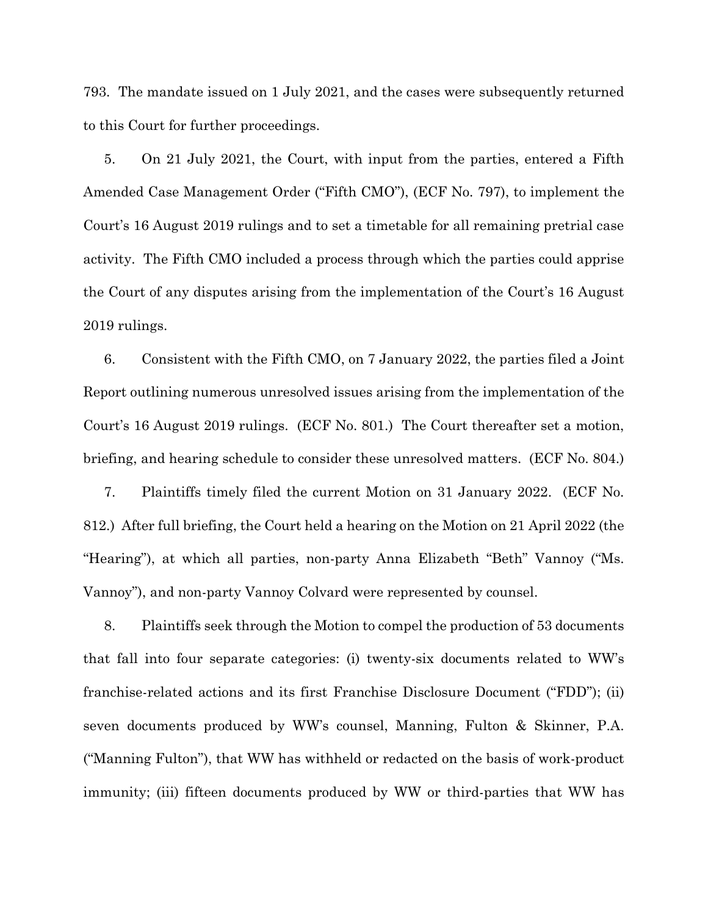793. The mandate issued on 1 July 2021, and the cases were subsequently returned to this Court for further proceedings.

5. On 21 July 2021, the Court, with input from the parties, entered a Fifth Amended Case Management Order ("Fifth CMO"), (ECF No. 797), to implement the Court's 16 August 2019 rulings and to set a timetable for all remaining pretrial case activity. The Fifth CMO included a process through which the parties could apprise the Court of any disputes arising from the implementation of the Court's 16 August 2019 rulings.

6. Consistent with the Fifth CMO, on 7 January 2022, the parties filed a Joint Report outlining numerous unresolved issues arising from the implementation of the Court's 16 August 2019 rulings. (ECF No. 801.) The Court thereafter set a motion, briefing, and hearing schedule to consider these unresolved matters. (ECF No. 804.)

7. Plaintiffs timely filed the current Motion on 31 January 2022. (ECF No. 812.) After full briefing, the Court held a hearing on the Motion on 21 April 2022 (the "Hearing"), at which all parties, non-party Anna Elizabeth "Beth" Vannoy ("Ms. Vannoy"), and non-party Vannoy Colvard were represented by counsel.

8. Plaintiffs seek through the Motion to compel the production of 53 documents that fall into four separate categories: (i) twenty-six documents related to WW's franchise-related actions and its first Franchise Disclosure Document ("FDD"); (ii) seven documents produced by WW's counsel, Manning, Fulton & Skinner, P.A. ("Manning Fulton"), that WW has withheld or redacted on the basis of work-product immunity; (iii) fifteen documents produced by WW or third-parties that WW has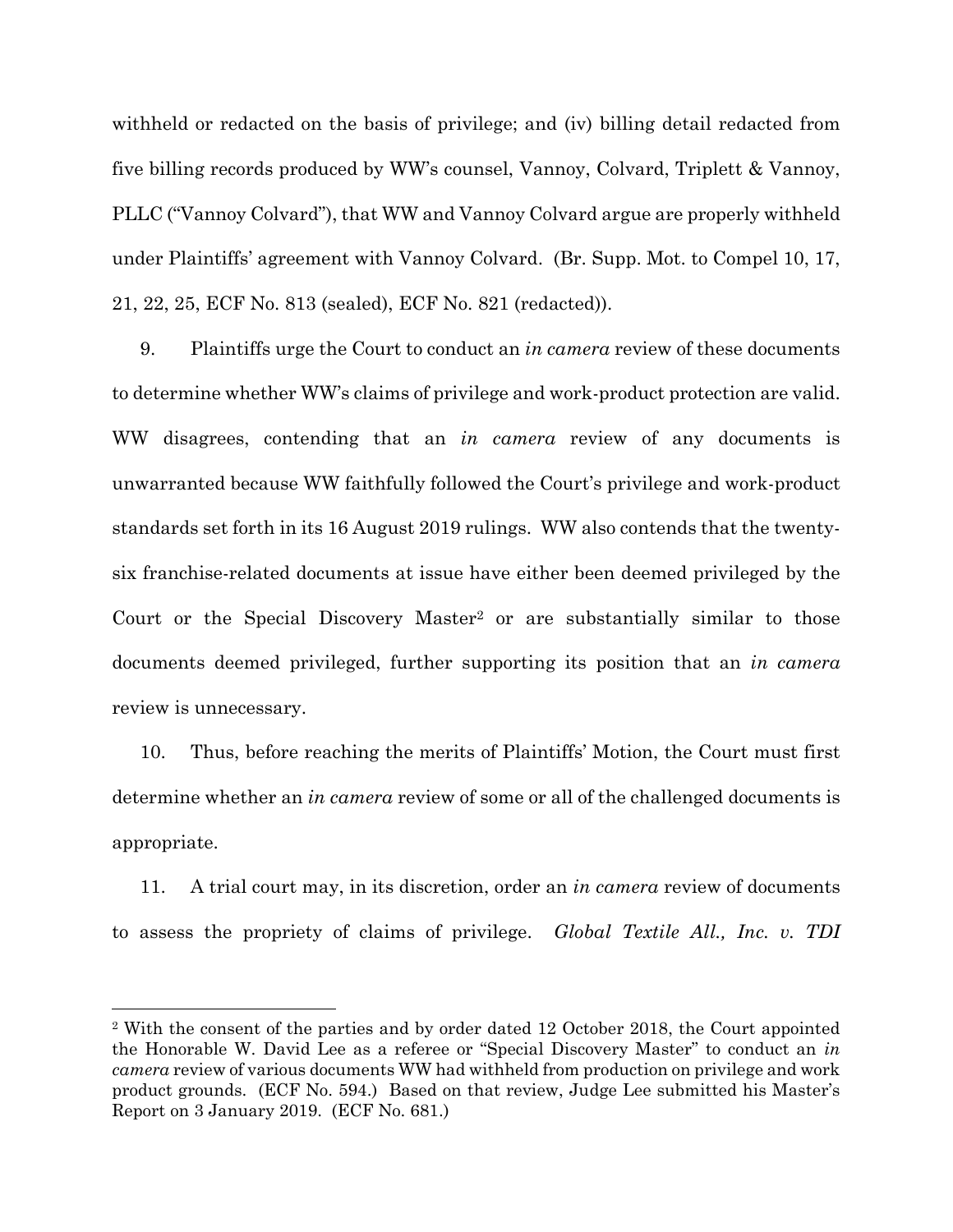withheld or redacted on the basis of privilege; and (iv) billing detail redacted from five billing records produced by WW's counsel, Vannoy, Colvard, Triplett & Vannoy, PLLC ("Vannoy Colvard"), that WW and Vannoy Colvard argue are properly withheld under Plaintiffs' agreement with Vannoy Colvard. (Br. Supp. Mot. to Compel 10, 17, 21, 22, 25, ECF No. 813 (sealed), ECF No. 821 (redacted)).

9. Plaintiffs urge the Court to conduct an *in camera* review of these documents to determine whether WW's claims of privilege and work-product protection are valid. WW disagrees, contending that an *in camera* review of any documents is unwarranted because WW faithfully followed the Court's privilege and work-product standards set forth in its 16 August 2019 rulings. WW also contends that the twenty-six franchise-related documents at issue have either been deemed privileged by the Court or the Special Discovery Master[2] or are substantially similar to those documents deemed privileged, further supporting its position that an *in camera* review is unnecessary.

10. Thus, before reaching the merits of Plaintiffs' Motion, the Court must first determine whether an *in camera* review of some or all of the challenged documents is appropriate.

11. A trial court may, in its discretion, order an *in camera* review of documents to assess the propriety of claims of privilege. *Global Textile All., Inc. v. TDI*

[2] With the consent of the parties and by order dated 12 October 2018, the Court appointed the Honorable W. David Lee as a referee or "Special Discovery Master" to conduct an *in camera* review of various documents WW had withheld from production on privilege and work product grounds. (ECF No. 594.) Based on that review, Judge Lee submitted his Master's Report on 3 January 2019. (ECF No. 681.)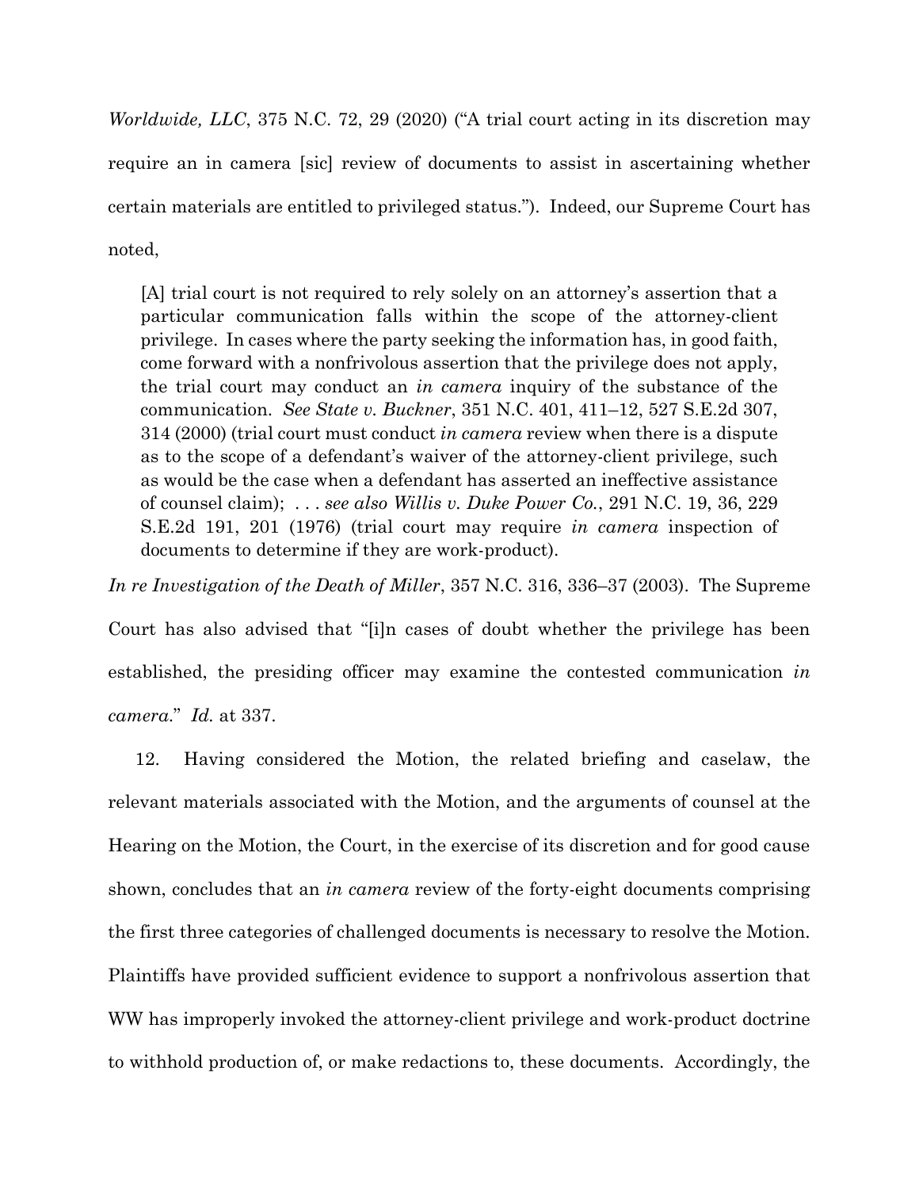*Worldwide, LLC*, 375 N.C. 72, 29 (2020) ("A trial court acting in its discretion may require an in camera [sic] review of documents to assist in ascertaining whether certain materials are entitled to privileged status."). Indeed, our Supreme Court has noted,

> [A] trial court is not required to rely solely on an attorney's assertion that a particular communication falls within the scope of the attorney-client privilege. In cases where the party seeking the information has, in good faith, come forward with a nonfrivolous assertion that the privilege does not apply, the trial court may conduct an *in camera* inquiry of the substance of the communication. *See State v. Buckner*, 351 N.C. 401, 411–12, 527 S.E.2d 307, 314 (2000) (trial court must conduct *in camera* review when there is a dispute as to the scope of a defendant's waiver of the attorney-client privilege, such as would be the case when a defendant has asserted an ineffective assistance of counsel claim); . . . *see also Willis v. Duke Power Co.*, 291 N.C. 19, 36, 229 S.E.2d 191, 201 (1976) (trial court may require *in camera* inspection of documents to determine if they are work-product).

*In re Investigation of the Death of Miller*, 357 N.C. 316, 336–37 (2003). The Supreme Court has also advised that "[i]n cases of doubt whether the privilege has been established, the presiding officer may examine the contested communication *in camera*." *Id.* at 337.

12. Having considered the Motion, the related briefing and caselaw, the relevant materials associated with the Motion, and the arguments of counsel at the Hearing on the Motion, the Court, in the exercise of its discretion and for good cause shown, concludes that an *in camera* review of the forty-eight documents comprising the first three categories of challenged documents is necessary to resolve the Motion. Plaintiffs have provided sufficient evidence to support a nonfrivolous assertion that WW has improperly invoked the attorney-client privilege and work-product doctrine to withhold production of, or make redactions to, these documents. Accordingly, the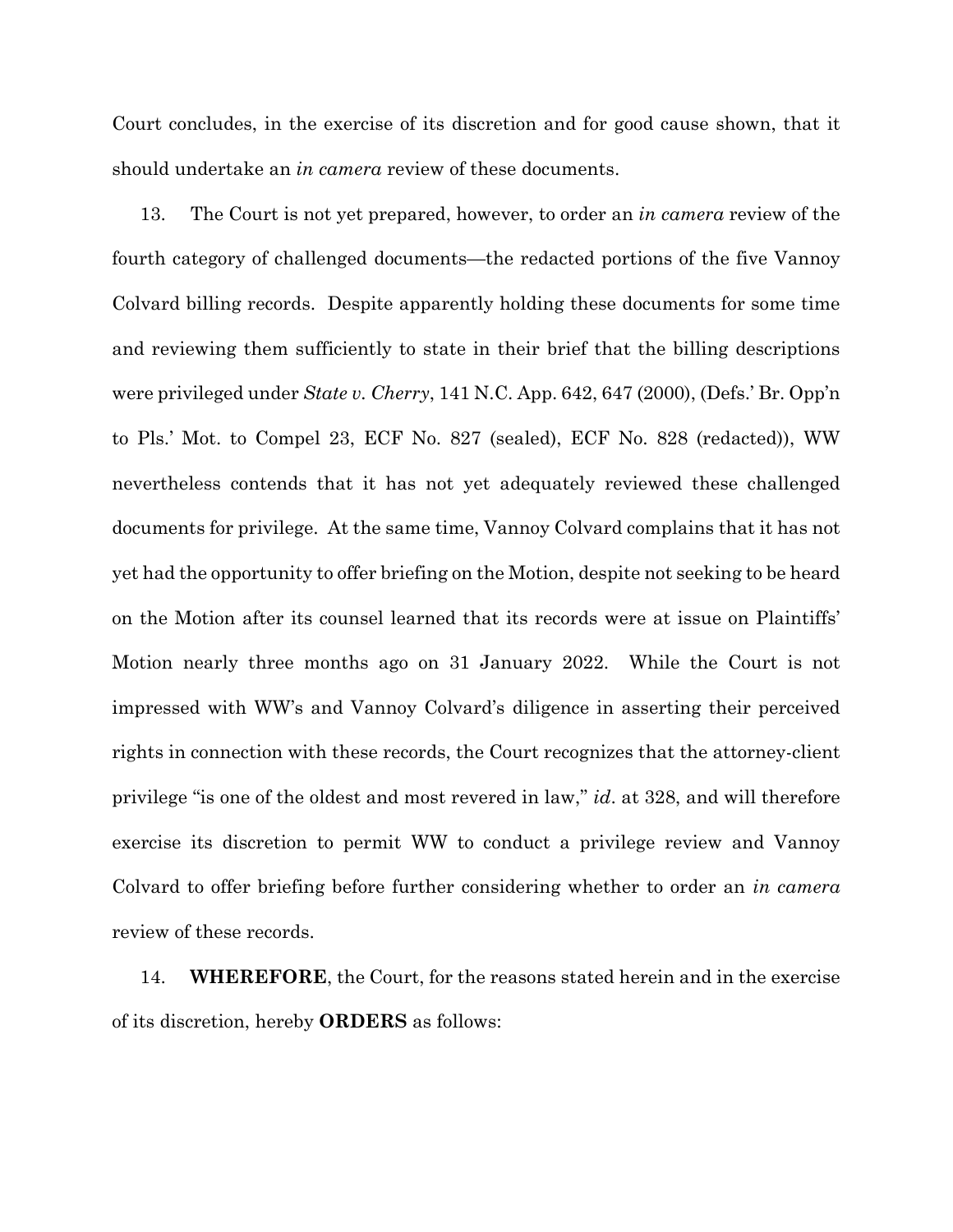Court concludes, in the exercise of its discretion and for good cause shown, that it should undertake an *in camera* review of these documents.

13. The Court is not yet prepared, however, to order an *in camera* review of the fourth category of challenged documents—the redacted portions of the five Vannoy Colvard billing records. Despite apparently holding these documents for some time and reviewing them sufficiently to state in their brief that the billing descriptions were privileged under *State v. Cherry*, 141 N.C. App. 642, 647 (2000), (Defs.' Br. Opp'n to Pls.' Mot. to Compel 23, ECF No. 827 (sealed), ECF No. 828 (redacted)), WW nevertheless contends that it has not yet adequately reviewed these challenged documents for privilege. At the same time, Vannoy Colvard complains that it has not yet had the opportunity to offer briefing on the Motion, despite not seeking to be heard on the Motion after its counsel learned that its records were at issue on Plaintiffs' Motion nearly three months ago on 31 January 2022. While the Court is not impressed with WW's and Vannoy Colvard's diligence in asserting their perceived rights in connection with these records, the Court recognizes that the attorney-client privilege "is one of the oldest and most revered in law," *id*. at 328, and will therefore exercise its discretion to permit WW to conduct a privilege review and Vannoy Colvard to offer briefing before further considering whether to order an *in camera* review of these records.

14. **WHEREFORE**, the Court, for the reasons stated herein and in the exercise of its discretion, hereby **ORDERS** as follows: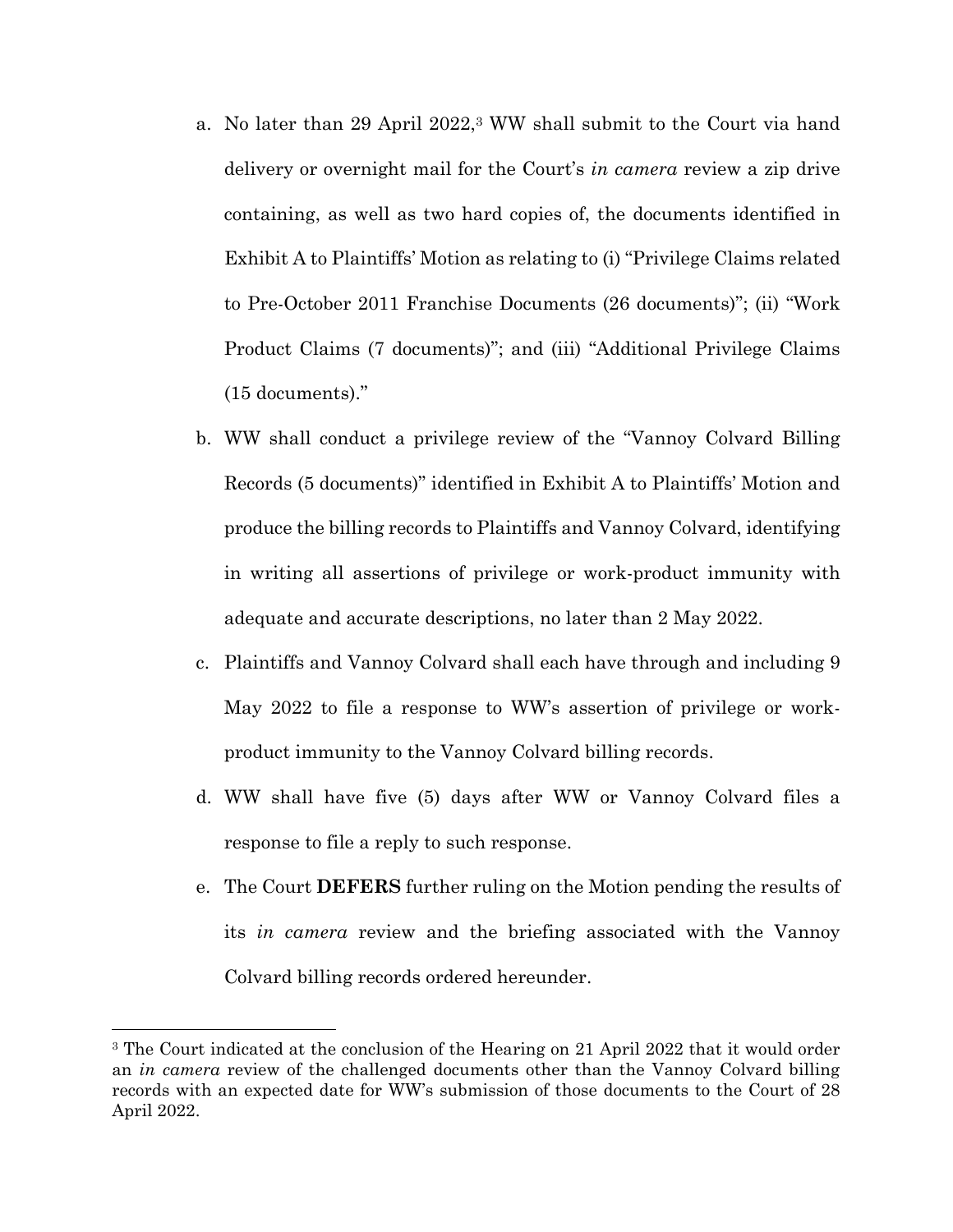a. No later than 29 April 2022,[3] WW shall submit to the Court via hand delivery or overnight mail for the Court's *in camera* review a zip drive containing, as well as two hard copies of, the documents identified in Exhibit A to Plaintiffs' Motion as relating to (i) "Privilege Claims related to Pre-October 2011 Franchise Documents (26 documents)"; (ii) "Work Product Claims (7 documents)"; and (iii) "Additional Privilege Claims (15 documents)."

b. WW shall conduct a privilege review of the "Vannoy Colvard Billing Records (5 documents)" identified in Exhibit A to Plaintiffs' Motion and produce the billing records to Plaintiffs and Vannoy Colvard, identifying in writing all assertions of privilege or work-product immunity with adequate and accurate descriptions, no later than 2 May 2022.

c. Plaintiffs and Vannoy Colvard shall each have through and including 9 May 2022 to file a response to WW's assertion of privilege or work-product immunity to the Vannoy Colvard billing records.

d. WW shall have five (5) days after WW or Vannoy Colvard files a response to file a reply to such response.

e. The Court **DEFERS** further ruling on the Motion pending the results of its *in camera* review and the briefing associated with the Vannoy Colvard billing records ordered hereunder.

---

[3] The Court indicated at the conclusion of the Hearing on 21 April 2022 that it would order an *in camera* review of the challenged documents other than the Vannoy Colvard billing records with an expected date for WW's submission of those documents to the Court of 28 April 2022.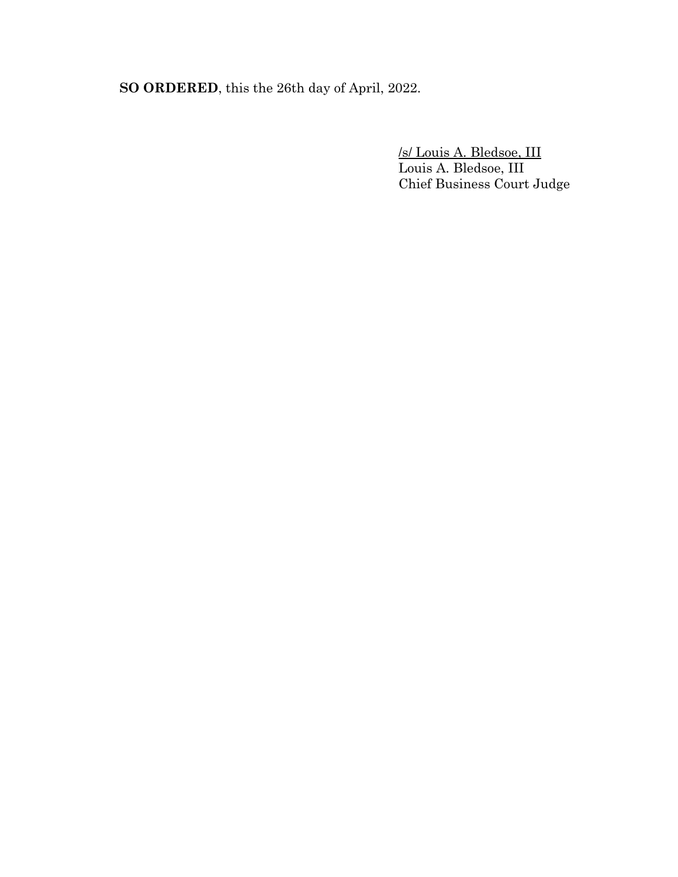**SO ORDERED**, this the 26th day of April, 2022.

/s/ Louis A. Bledsoe, III
Louis A. Bledsoe, III
Chief Business Court Judge